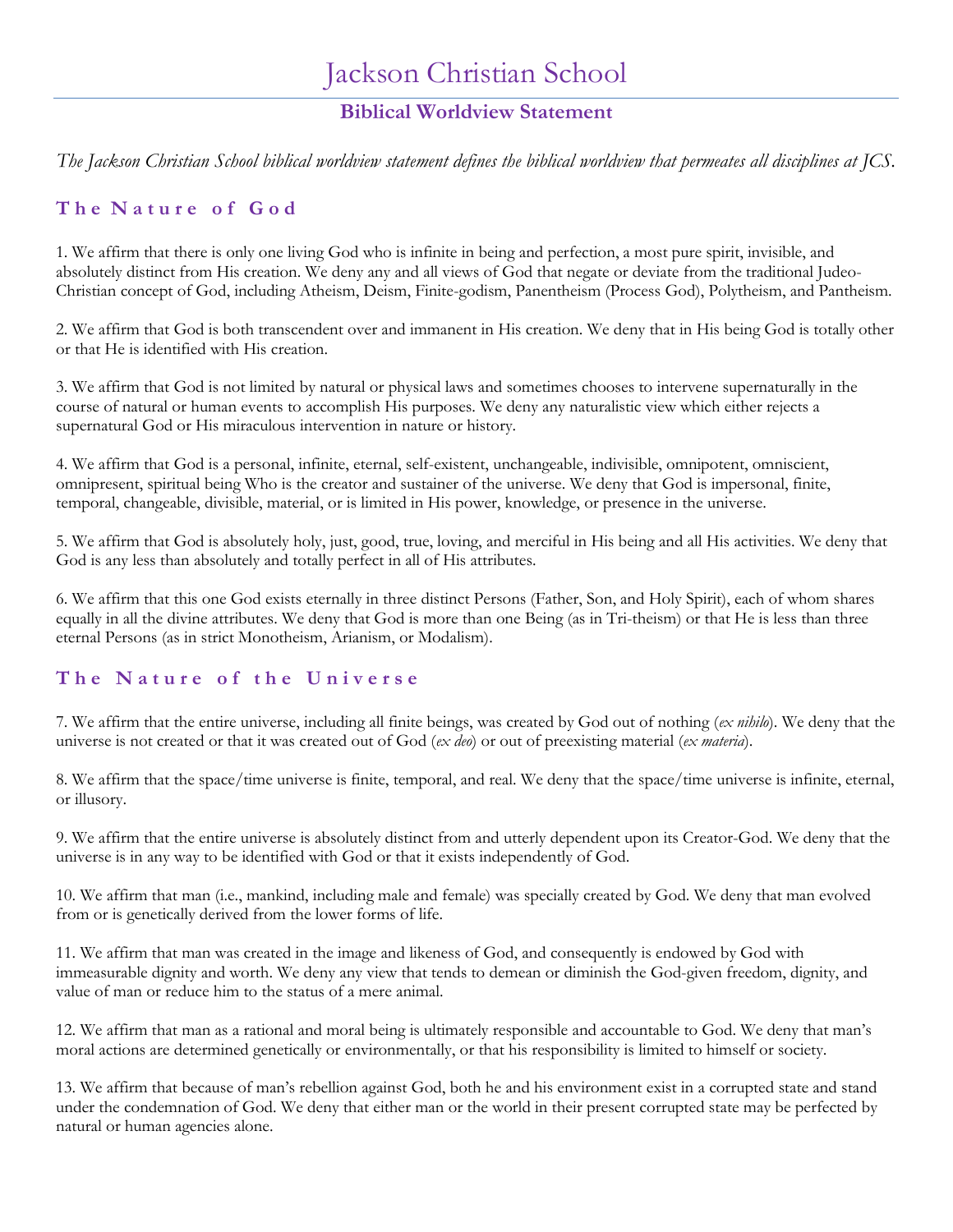# Jackson Christian School

## Biblical Worldview Statement

*The Jackson Christian School biblical worldview statement defines the biblical worldview that permeates all disciplines at JCS.*

### The Nature of God

1. We affirm that there is only one living God who is infinite in being and perfection, a most pure spirit, invisible, and absolutely distinct from His creation. We deny any and all views of God that negate or deviate from the traditional Judeo-Christian concept of God, including Atheism, Deism, Finite-godism, Panentheism (Process God), Polytheism, and Pantheism.

2. We affirm that God is both transcendent over and immanent in His creation. We deny that in His being God is totally other or that He is identified with His creation.

3. We affirm that God is not limited by natural or physical laws and sometimes chooses to intervene supernaturally in the course of natural or human events to accomplish His purposes. We deny any naturalistic view which either rejects a supernatural God or His miraculous intervention in nature or history.

4. We affirm that God is a personal, infinite, eternal, self-existent, unchangeable, indivisible, omnipotent, omniscient, omnipresent, spiritual being Who is the creator and sustainer of the universe. We deny that God is impersonal, finite, temporal, changeable, divisible, material, or is limited in His power, knowledge, or presence in the universe.

5. We affirm that God is absolutely holy, just, good, true, loving, and merciful in His being and all His activities. We deny that God is any less than absolutely and totally perfect in all of His attributes.

6. We affirm that this one God exists eternally in three distinct Persons (Father, Son, and Holy Spirit), each of whom shares equally in all the divine attributes. We deny that God is more than one Being (as in Tri-theism) or that He is less than three eternal Persons (as in strict Monotheism, Arianism, or Modalism).

### The Nature of the Universe

7. We affirm that the entire universe, including all finite beings, was created by God out of nothing (*ex nihilo*). We deny that the universe is not created or that it was created out of God (*ex deo*) or out of preexisting material (*ex materia*).

8. We affirm that the space/time universe is finite, temporal, and real. We deny that the space/time universe is infinite, eternal, or illusory.

9. We affirm that the entire universe is absolutely distinct from and utterly dependent upon its Creator-God. We deny that the universe is in any way to be identified with God or that it exists independently of God.

10. We affirm that man (i.e., mankind, including male and female) was specially created by God. We deny that man evolved from or is genetically derived from the lower forms of life.

11. We affirm that man was created in the image and likeness of God, and consequently is endowed by God with immeasurable dignity and worth. We deny any view that tends to demean or diminish the God-given freedom, dignity, and value of man or reduce him to the status of a mere animal.

12. We affirm that man as a rational and moral being is ultimately responsible and accountable to God. We deny that man's moral actions are determined genetically or environmentally, or that his responsibility is limited to himself or society.

13. We affirm that because of man's rebellion against God, both he and his environment exist in a corrupted state and stand under the condemnation of God. We deny that either man or the world in their present corrupted state may be perfected by natural or human agencies alone.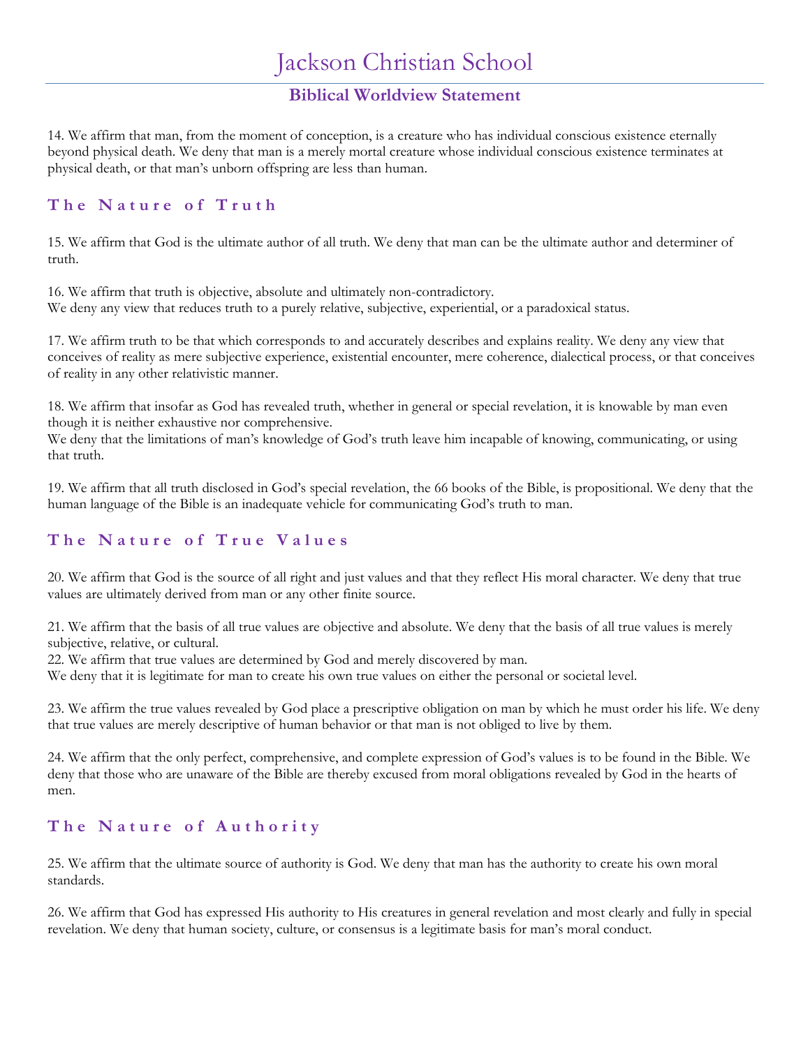# Jackson Christian School

## Biblical Worldview Statement

14. We affirm that man, from the moment of conception, is a creature who has individual conscious existence eternally beyond physical death. We deny that man is a merely mortal creature whose individual conscious existence terminates at physical death, or that man's unborn offspring are less than human.

### The Nature of Truth

15. We affirm that God is the ultimate author of all truth. We deny that man can be the ultimate author and determiner of truth.

16. We affirm that truth is objective, absolute and ultimately non-contradictory.
We deny any view that reduces truth to a purely relative, subjective, experiential, or a paradoxical status.

17. We affirm truth to be that which corresponds to and accurately describes and explains reality. We deny any view that conceives of reality as mere subjective experience, existential encounter, mere coherence, dialectical process, or that conceives of reality in any other relativistic manner.

18. We affirm that insofar as God has revealed truth, whether in general or special revelation, it is knowable by man even though it is neither exhaustive nor comprehensive.
We deny that the limitations of man's knowledge of God's truth leave him incapable of knowing, communicating, or using that truth.

19. We affirm that all truth disclosed in God's special revelation, the 66 books of the Bible, is propositional. We deny that the human language of the Bible is an inadequate vehicle for communicating God's truth to man.

### The Nature of True Values

20. We affirm that God is the source of all right and just values and that they reflect His moral character. We deny that true values are ultimately derived from man or any other finite source.

21. We affirm that the basis of all true values are objective and absolute. We deny that the basis of all true values is merely subjective, relative, or cultural.

22. We affirm that true values are determined by God and merely discovered by man.
We deny that it is legitimate for man to create his own true values on either the personal or societal level.

23. We affirm the true values revealed by God place a prescriptive obligation on man by which he must order his life. We deny that true values are merely descriptive of human behavior or that man is not obliged to live by them.

24. We affirm that the only perfect, comprehensive, and complete expression of God's values is to be found in the Bible. We deny that those who are unaware of the Bible are thereby excused from moral obligations revealed by God in the hearts of men.

### The Nature of Authority

25. We affirm that the ultimate source of authority is God. We deny that man has the authority to create his own moral standards.

26. We affirm that God has expressed His authority to His creatures in general revelation and most clearly and fully in special revelation. We deny that human society, culture, or consensus is a legitimate basis for man's moral conduct.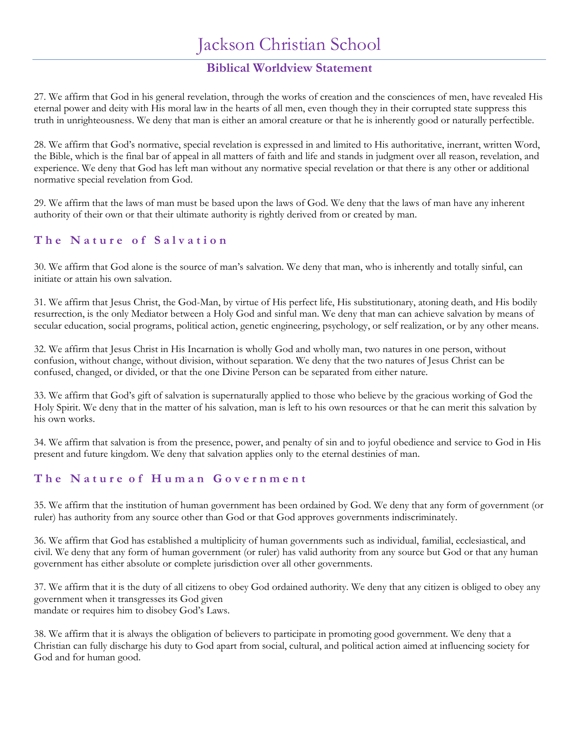# Jackson Christian School

## Biblical Worldview Statement

27. We affirm that God in his general revelation, through the works of creation and the consciences of men, have revealed His eternal power and deity with His moral law in the hearts of all men, even though they in their corrupted state suppress this truth in unrighteousness. We deny that man is either an amoral creature or that he is inherently good or naturally perfectible.

28. We affirm that God's normative, special revelation is expressed in and limited to His authoritative, inerrant, written Word, the Bible, which is the final bar of appeal in all matters of faith and life and stands in judgment over all reason, revelation, and experience. We deny that God has left man without any normative special revelation or that there is any other or additional normative special revelation from God.

29. We affirm that the laws of man must be based upon the laws of God. We deny that the laws of man have any inherent authority of their own or that their ultimate authority is rightly derived from or created by man.

### The Nature of Salvation

30. We affirm that God alone is the source of man's salvation. We deny that man, who is inherently and totally sinful, can initiate or attain his own salvation.

31. We affirm that Jesus Christ, the God-Man, by virtue of His perfect life, His substitutionary, atoning death, and His bodily resurrection, is the only Mediator between a Holy God and sinful man. We deny that man can achieve salvation by means of secular education, social programs, political action, genetic engineering, psychology, or self realization, or by any other means.

32. We affirm that Jesus Christ in His Incarnation is wholly God and wholly man, two natures in one person, without confusion, without change, without division, without separation. We deny that the two natures of Jesus Christ can be confused, changed, or divided, or that the one Divine Person can be separated from either nature.

33. We affirm that God's gift of salvation is supernaturally applied to those who believe by the gracious working of God the Holy Spirit. We deny that in the matter of his salvation, man is left to his own resources or that he can merit this salvation by his own works.

34. We affirm that salvation is from the presence, power, and penalty of sin and to joyful obedience and service to God in His present and future kingdom. We deny that salvation applies only to the eternal destinies of man.

### The Nature of Human Government

35. We affirm that the institution of human government has been ordained by God. We deny that any form of government (or ruler) has authority from any source other than God or that God approves governments indiscriminately.

36. We affirm that God has established a multiplicity of human governments such as individual, familial, ecclesiastical, and civil. We deny that any form of human government (or ruler) has valid authority from any source but God or that any human government has either absolute or complete jurisdiction over all other governments.

37. We affirm that it is the duty of all citizens to obey God ordained authority. We deny that any citizen is obliged to obey any government when it transgresses its God given mandate or requires him to disobey God's Laws.

38. We affirm that it is always the obligation of believers to participate in promoting good government. We deny that a Christian can fully discharge his duty to God apart from social, cultural, and political action aimed at influencing society for God and for human good.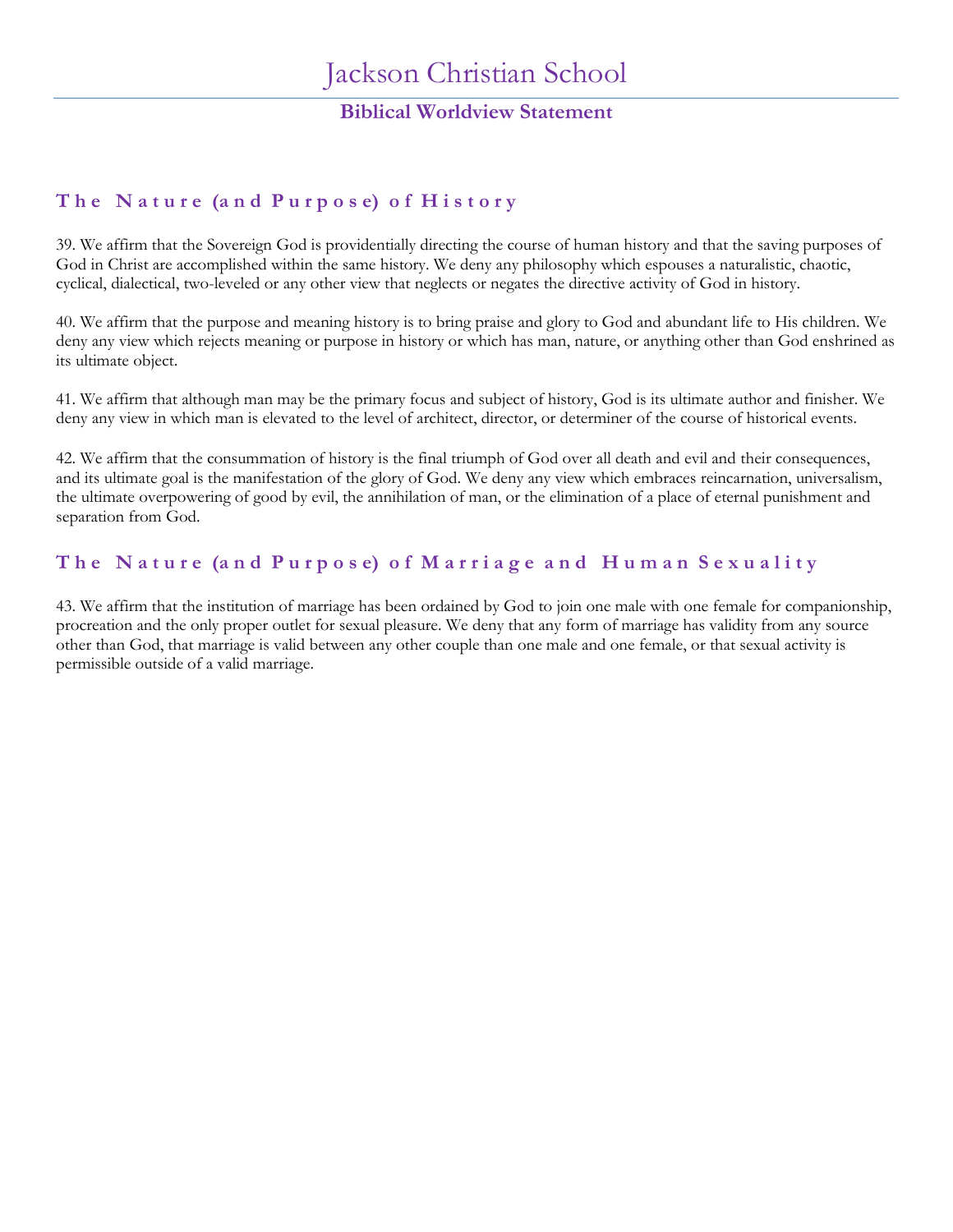# Jackson Christian School

## Biblical Worldview Statement

### The Nature (and Purpose) of History

39. We affirm that the Sovereign God is providentially directing the course of human history and that the saving purposes of God in Christ are accomplished within the same history. We deny any philosophy which espouses a naturalistic, chaotic, cyclical, dialectical, two-leveled or any other view that neglects or negates the directive activity of God in history.

40. We affirm that the purpose and meaning history is to bring praise and glory to God and abundant life to His children. We deny any view which rejects meaning or purpose in history or which has man, nature, or anything other than God enshrined as its ultimate object.

41. We affirm that although man may be the primary focus and subject of history, God is its ultimate author and finisher. We deny any view in which man is elevated to the level of architect, director, or determiner of the course of historical events.

42. We affirm that the consummation of history is the final triumph of God over all death and evil and their consequences, and its ultimate goal is the manifestation of the glory of God. We deny any view which embraces reincarnation, universalism, the ultimate overpowering of good by evil, the annihilation of man, or the elimination of a place of eternal punishment and separation from God.

### The Nature (and Purpose) of Marriage and Human Sexuality

43. We affirm that the institution of marriage has been ordained by God to join one male with one female for companionship, procreation and the only proper outlet for sexual pleasure. We deny that any form of marriage has validity from any source other than God, that marriage is valid between any other couple than one male and one female, or that sexual activity is permissible outside of a valid marriage.